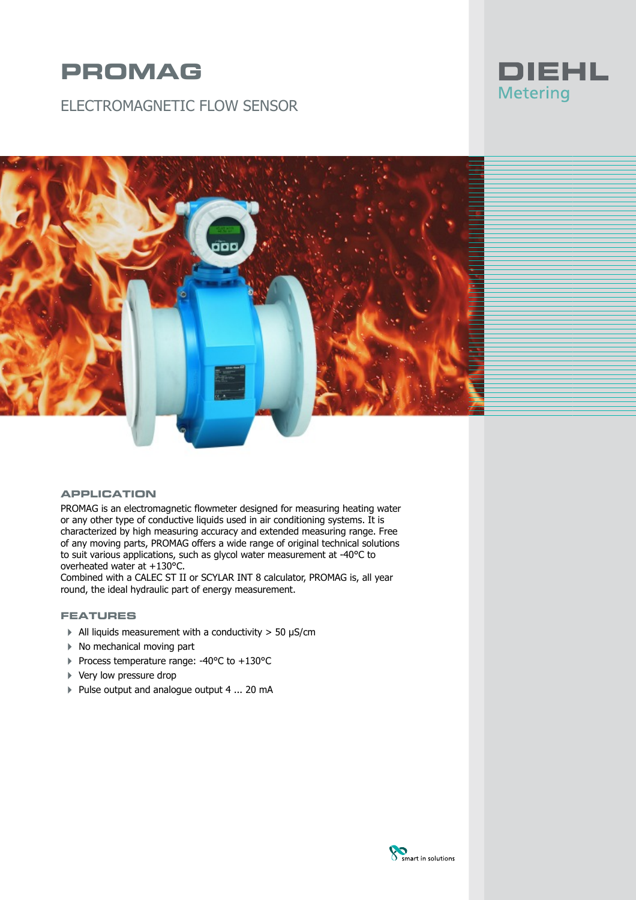# PROMAG

## ELECTROMAGNETIC FLOW SENSOR

DIEHL
Metering

### APPLICATION

PROMAG is an electromagnetic flowmeter designed for measuring heating water or any other type of conductive liquids used in air conditioning systems. It is characterized by high measuring accuracy and extended measuring range. Free of any moving parts, PROMAG offers a wide range of original technical solutions to suit various applications, such as glycol water measurement at -40°C to overheated water at +130°C.
Combined with a CALEC ST II or SCYLAR INT 8 calculator, PROMAG is, all year round, the ideal hydraulic part of energy measurement.

### FEATURES

- All liquids measurement with a conductivity > 50 µS/cm
- No mechanical moving part
- Process temperature range: -40°C to +130°C
- Very low pressure drop
- Pulse output and analogue output 4 ... 20 mA

smart in solutions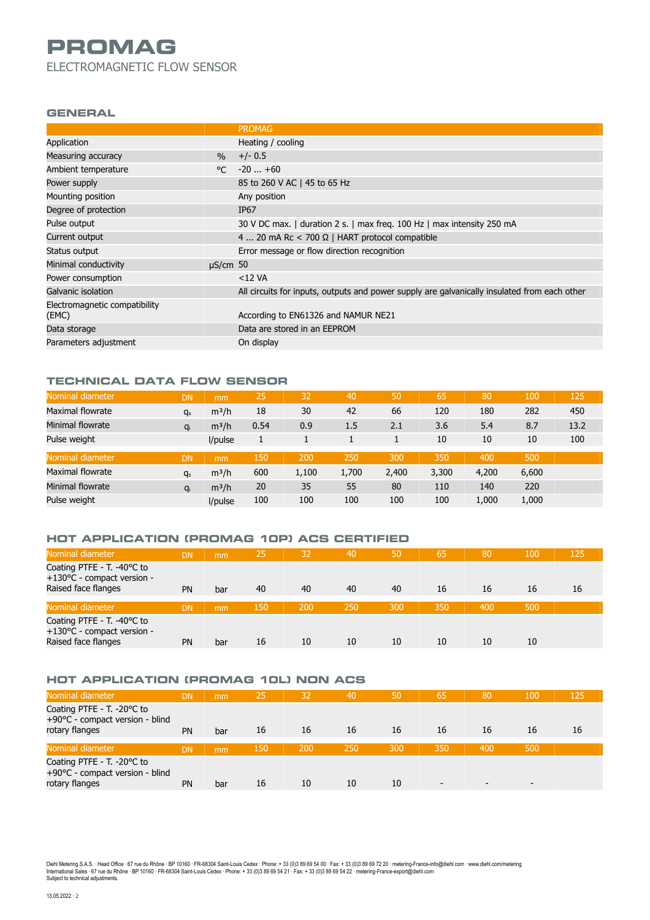# PROMAG

ELECTROMAGNETIC FLOW SENSOR

## GENERAL

| | | PROMAG |
|---|---|---|
| Application | | Heating / cooling |
| Measuring accuracy | % | +/- 0.5 |
| Ambient temperature | °C | -20 ... +60 |
| Power supply | | 85 to 260 V AC \| 45 to 65 Hz |
| Mounting position | | Any position |
| Degree of protection | | IP67 |
| Pulse output | | 30 V DC max. \| duration 2 s. \| max freq. 100 Hz \| max intensity 250 mA |
| Current output | | 4 ... 20 mA Rc < 700 Ω \| HART protocol compatible |
| Status output | | Error message or flow direction recognition |
| Minimal conductivity | µS/cm | 50 |
| Power consumption | | <12 VA |
| Galvanic isolation | | All circuits for inputs, outputs and power supply are galvanically insulated from each other |
| Electromagnetic compatibility (EMC) | | According to EN61326 and NAMUR NE21 |
| Data storage | | Data are stored in an EEPROM |
| Parameters adjustment | | On display |

## TECHNICAL DATA FLOW SENSOR

| Nominal diameter | DN | mm | 25 | 32 | 40 | 50 | 65 | 80 | 100 | 125 |
|---|---|---|---|---|---|---|---|---|---|---|
| Maximal flowrate | $q_s$ | m³/h | 18 | 30 | 42 | 66 | 120 | 180 | 282 | 450 |
| Minimal flowrate | $q_i$ | m³/h | 0.54 | 0.9 | 1.5 | 2.1 | 3.6 | 5.4 | 8.7 | 13.2 |
| Pulse weight | | l/pulse | 1 | 1 | 1 | 1 | 10 | 10 | 10 | 100 |
| **Nominal diameter** | **DN** | **mm** | **150** | **200** | **250** | **300** | **350** | **400** | **500** | |
| Maximal flowrate | $q_s$ | m³/h | 600 | 1,100 | 1,700 | 2,400 | 3,300 | 4,200 | 6,600 | |
| Minimal flowrate | $q_i$ | m³/h | 20 | 35 | 55 | 80 | 110 | 140 | 220 | |
| Pulse weight | | l/pulse | 100 | 100 | 100 | 100 | 100 | 1,000 | 1,000 | |

## HOT APPLICATION (PROMAG 10P) ACS CERTIFIED

| Nominal diameter | DN | mm | 25 | 32 | 40 | 50 | 65 | 80 | 100 | 125 |
|---|---|---|---|---|---|---|---|---|---|---|
| Coating PTFE - T. -40°C to +130°C - compact version - Raised face flanges | PN | bar | 40 | 40 | 40 | 40 | 16 | 16 | 16 | 16 |
| **Nominal diameter** | **DN** | **mm** | **150** | **200** | **250** | **300** | **350** | **400** | **500** | |
| Coating PTFE - T. -40°C to +130°C - compact version - Raised face flanges | PN | bar | 16 | 10 | 10 | 10 | 10 | 10 | 10 | |

## HOT APPLICATION (PROMAG 10L) NON ACS

| Nominal diameter | DN | mm | 25 | 32 | 40 | 50 | 65 | 80 | 100 | 125 |
|---|---|---|---|---|---|---|---|---|---|---|
| Coating PTFE - T. -20°C to +90°C - compact version - blind rotary flanges | PN | bar | 16 | 16 | 16 | 16 | 16 | 16 | 16 | 16 |
| **Nominal diameter** | **DN** | **mm** | **150** | **200** | **250** | **300** | **350** | **400** | **500** | |
| Coating PTFE - T. -20°C to +90°C - compact version - blind rotary flanges | PN | bar | 16 | 10 | 10 | 10 | - | - | - | |

Diehl Metering S.A.S. · Head Office · 67 rue du Rhône · BP 10160 · FR-68304 Saint-Louis Cedex · Phone: + 33 (0)3 89 69 54 00 · Fax: + 33 (0)3 89 69 72 20 · metering-France-info@diehl.com · www.diehl.com/metering
International Sales · 67 rue du Rhône · BP 10160 · FR-68304 Saint-Louis Cedex · Phone: + 33 (0)3 89 69 54 21 · Fax: + 33 (0)3 89 69 54 22 · metering-France-export@diehl.com
Subject to technical adjustments.

13.05.2022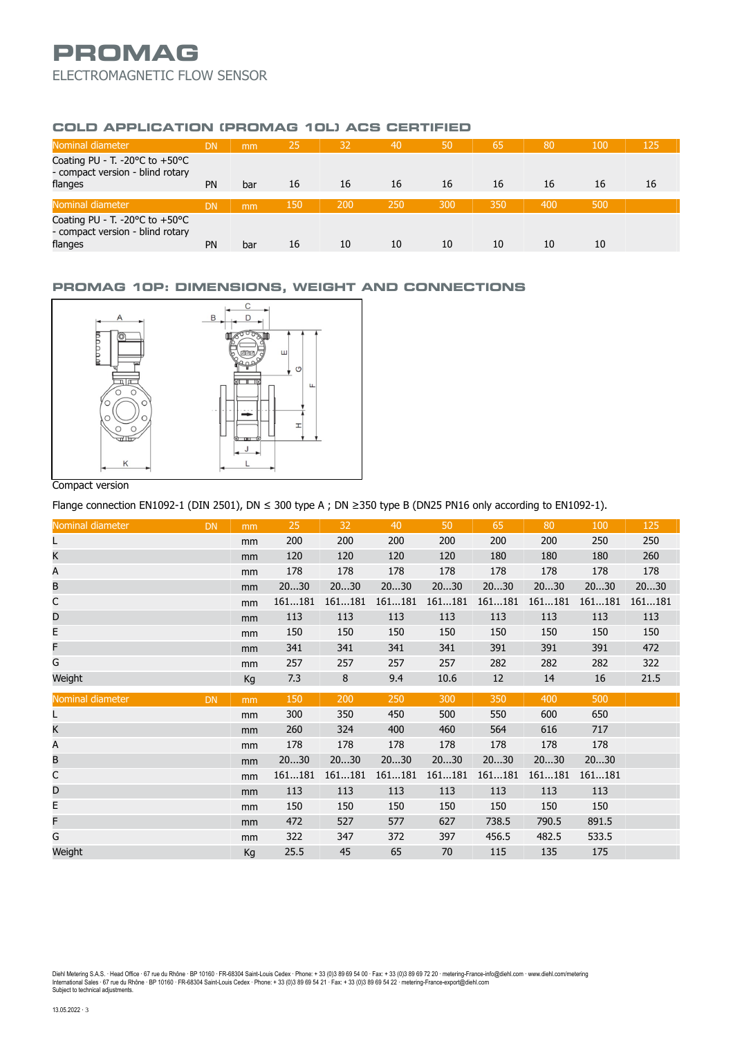# PROMAG

ELECTROMAGNETIC FLOW SENSOR

## COLD APPLICATION (PROMAG 10L) ACS CERTIFIED

| Nominal diameter | DN | mm | 25 | 32 | 40 | 50 | 65 | 80 | 100 | 125 |
|---|---|---|---|---|---|---|---|---|---|---|
| Coating PU - T. -20°C to +50°C - compact version - blind rotary flanges | PN | bar | 16 | 16 | 16 | 16 | 16 | 16 | 16 | 16 |
| **Nominal diameter** | **DN** | **mm** | **150** | **200** | **250** | **300** | **350** | **400** | **500** | |
| Coating PU - T. -20°C to +50°C - compact version - blind rotary flanges | PN | bar | 16 | 10 | 10 | 10 | 10 | 10 | 10 | |

## PROMAG 10P: DIMENSIONS, WEIGHT AND CONNECTIONS

Compact version

Flange connection EN1092-1 (DIN 2501), DN ≤ 300 type A ; DN ≥350 type B (DN25 PN16 only according to EN1092-1).

| Nominal diameter | DN | mm | 25 | 32 | 40 | 50 | 65 | 80 | 100 | 125 |
|---|---|---|---|---|---|---|---|---|---|---|
| L | | mm | 200 | 200 | 200 | 200 | 200 | 200 | 250 | 250 |
| K | | mm | 120 | 120 | 120 | 120 | 180 | 180 | 180 | 260 |
| A | | mm | 178 | 178 | 178 | 178 | 178 | 178 | 178 | 178 |
| B | | mm | 20...30 | 20...30 | 20...30 | 20...30 | 20...30 | 20...30 | 20...30 | 20...30 |
| C | | mm | 161...181 | 161...181 | 161...181 | 161...181 | 161...181 | 161...181 | 161...181 | 161...181 |
| D | | mm | 113 | 113 | 113 | 113 | 113 | 113 | 113 | 113 |
| E | | mm | 150 | 150 | 150 | 150 | 150 | 150 | 150 | 150 |
| F | | mm | 341 | 341 | 341 | 341 | 391 | 391 | 391 | 472 |
| G | | mm | 257 | 257 | 257 | 257 | 282 | 282 | 282 | 322 |
| Weight | | Kg | 7.3 | 8 | 9.4 | 10.6 | 12 | 14 | 16 | 21.5 |
| **Nominal diameter** | **DN** | **mm** | **150** | **200** | **250** | **300** | **350** | **400** | **500** | |
| L | | mm | 300 | 350 | 450 | 500 | 550 | 600 | 650 | |
| K | | mm | 260 | 324 | 400 | 460 | 564 | 616 | 717 | |
| A | | mm | 178 | 178 | 178 | 178 | 178 | 178 | 178 | |
| B | | mm | 20...30 | 20...30 | 20...30 | 20...30 | 20...30 | 20...30 | 20...30 | |
| C | | mm | 161...181 | 161...181 | 161...181 | 161...181 | 161...181 | 161...181 | 161...181 | |
| D | | mm | 113 | 113 | 113 | 113 | 113 | 113 | 113 | |
| E | | mm | 150 | 150 | 150 | 150 | 150 | 150 | 150 | |
| F | | mm | 472 | 527 | 577 | 627 | 738.5 | 790.5 | 891.5 | |
| G | | mm | 322 | 347 | 372 | 397 | 456.5 | 482.5 | 533.5 | |
| Weight | | Kg | 25.5 | 45 | 65 | 70 | 115 | 135 | 175 | |

Diehl Metering S.A.S. · Head Office · 67 rue du Rhône · BP 10160 · FR-68304 Saint-Louis Cedex · Phone: + 33 (0)3 89 69 54 00 · Fax: + 33 (0)3 89 69 72 20 · metering-France-info@diehl.com · www.diehl.com/metering
International Sales · 67 rue du Rhône · BP 10160 · FR-68304 Saint-Louis Cedex · Phone: + 33 (0)3 89 69 54 21 · Fax: + 33 (0)3 89 69 54 22 · metering-France-export@diehl.com
Subject to technical adjustments.

13.05.2022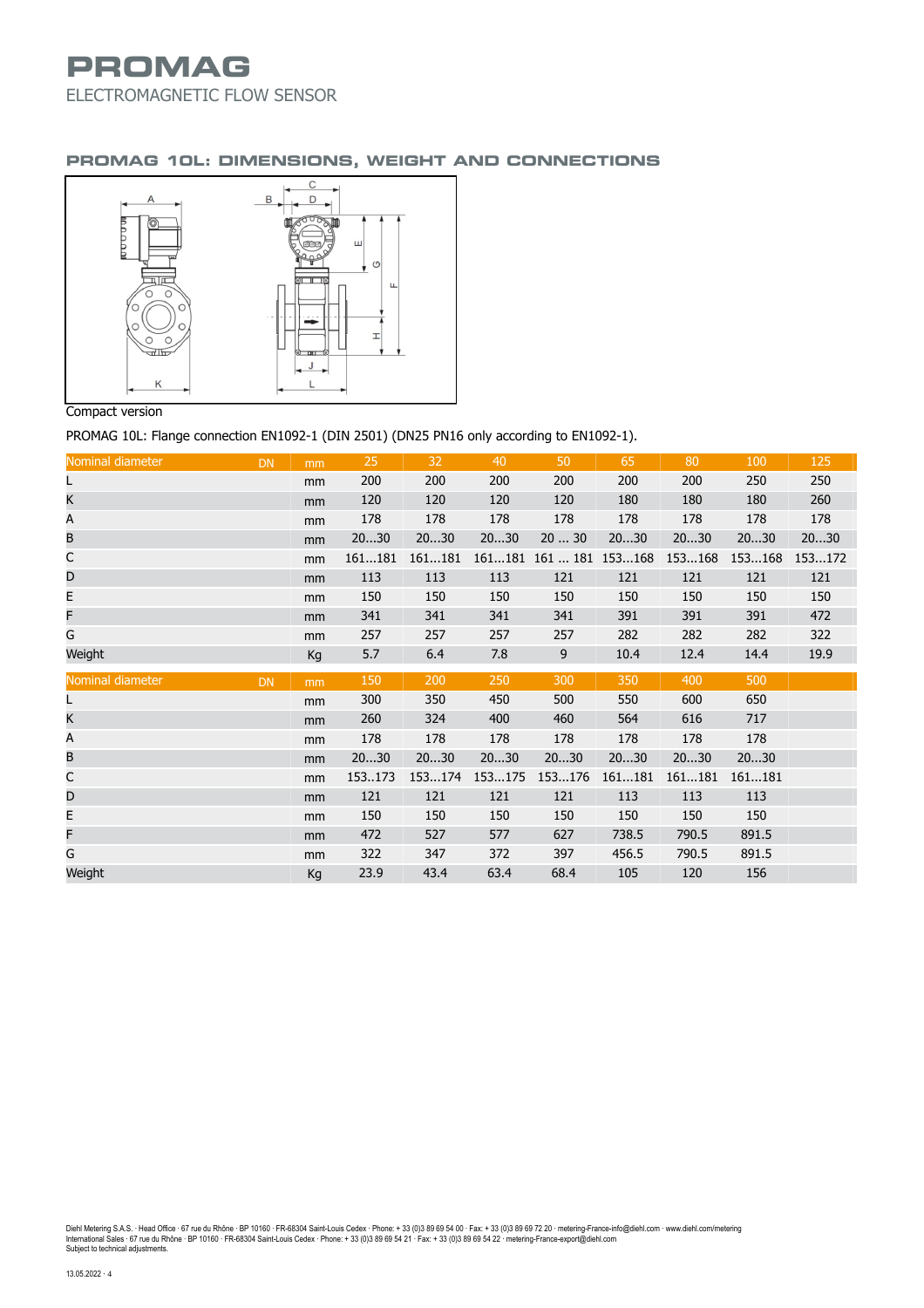# PROMAG

ELECTROMAGNETIC FLOW SENSOR

## PROMAG 10L: DIMENSIONS, WEIGHT AND CONNECTIONS

Compact version

PROMAG 10L: Flange connection EN1092-1 (DIN 2501) (DN25 PN16 only according to EN1092-1).

| Nominal diameter | DN | 25 | 32 | 40 | 50 | 65 | 80 | 100 | 125 |
|---|---|---|---|---|---|---|---|---|---|
| L | mm | 200 | 200 | 200 | 200 | 200 | 200 | 250 | 250 |
| K | mm | 120 | 120 | 120 | 120 | 180 | 180 | 180 | 260 |
| A | mm | 178 | 178 | 178 | 178 | 178 | 178 | 178 | 178 |
| B | mm | 20…30 | 20…30 | 20…30 | 20 … 30 | 20…30 | 20…30 | 20…30 | 20…30 |
| C | mm | 161…181 | 161…181 | 161…181 | 161 … 181 | 153…168 | 153…168 | 153…168 | 153…172 |
| D | mm | 113 | 113 | 113 | 121 | 121 | 121 | 121 | 121 |
| E | mm | 150 | 150 | 150 | 150 | 150 | 150 | 150 | 150 |
| F | mm | 341 | 341 | 341 | 341 | 391 | 391 | 391 | 472 |
| G | mm | 257 | 257 | 257 | 257 | 282 | 282 | 282 | 322 |
| Weight | Kg | 5.7 | 6.4 | 7.8 | 9 | 10.4 | 12.4 | 14.4 | 19.9 |

| Nominal diameter | DN | 150 | 200 | 250 | 300 | 350 | 400 | 500 |
|---|---|---|---|---|---|---|---|---|
| L | mm | 300 | 350 | 450 | 500 | 550 | 600 | 650 |
| K | mm | 260 | 324 | 400 | 460 | 564 | 616 | 717 |
| A | mm | 178 | 178 | 178 | 178 | 178 | 178 | 178 |
| B | mm | 20…30 | 20…30 | 20…30 | 20…30 | 20…30 | 20…30 | 20…30 |
| C | mm | 153..173 | 153…174 | 153…175 | 153…176 | 161…181 | 161…181 | 161…181 |
| D | mm | 121 | 121 | 121 | 121 | 113 | 113 | 113 |
| E | mm | 150 | 150 | 150 | 150 | 150 | 150 | 150 |
| F | mm | 472 | 527 | 577 | 627 | 738.5 | 790.5 | 891.5 |
| G | mm | 322 | 347 | 372 | 397 | 456.5 | 790.5 | 891.5 |
| Weight | Kg | 23.9 | 43.4 | 63.4 | 68.4 | 105 | 120 | 156 |

Diehl Metering S.A.S. · Head Office · 67 rue du Rhône · BP 10160 · FR-68304 Saint-Louis Cedex · Phone: + 33 (0)3 89 69 54 00 · Fax: + 33 (0)3 89 69 72 20 · metering-France-info@diehl.com · www.diehl.com/metering
International Sales · 67 rue du Rhône · BP 10160 · FR-68304 Saint-Louis Cedex · Phone: + 33 (0)3 89 69 54 21 · Fax: + 33 (0)3 89 69 54 22 · metering-France-export@diehl.com
Subject to technical adjustments.

13.05.2022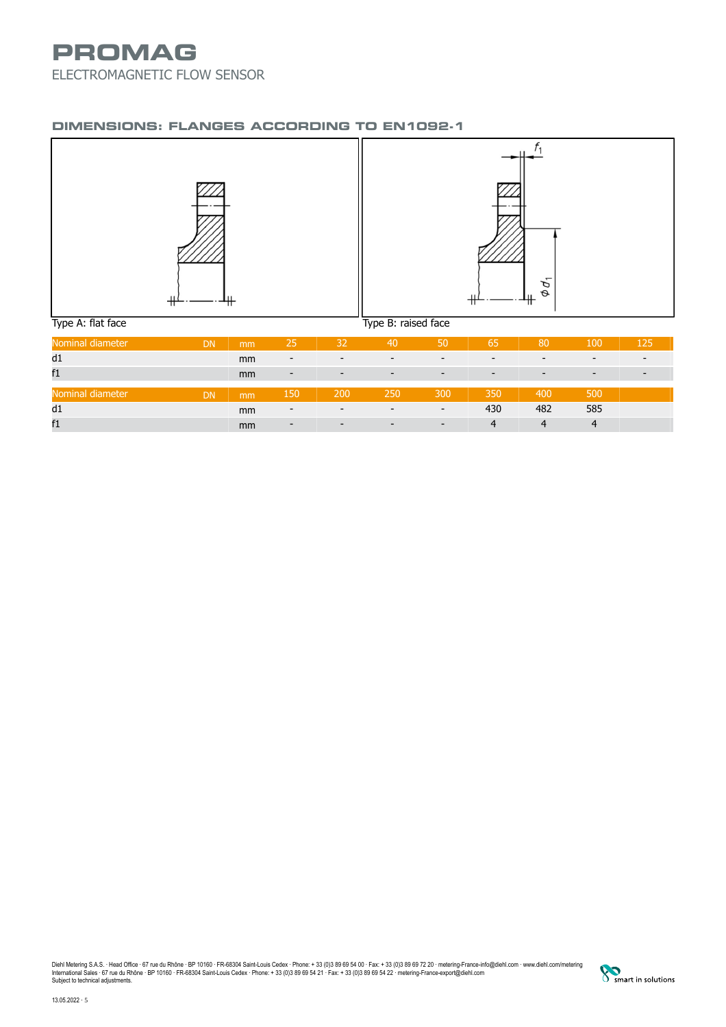# PROMAG

ELECTROMAGNETIC FLOW SENSOR

## DIMENSIONS: FLANGES ACCORDING TO EN1092-1

$f_1$

$\phi d_1$

Type A: flat face

Type B: raised face

| Nominal diameter | DN | mm | 25 | 32 | 40 | 50 | 65 | 80 | 100 | 125 |
|---|---|---|---|---|---|---|---|---|---|---|
| d1 | | mm | - | - | - | - | - | - | - | - |
| f1 | | mm | - | - | - | - | - | - | - | - |
| **Nominal diameter** | **DN** | **mm** | **150** | **200** | **250** | **300** | **350** | **400** | **500** | |
| d1 | | mm | - | - | - | - | 430 | 482 | 585 | |
| f1 | | mm | - | - | - | - | 4 | 4 | 4 | |

Diehl Metering S.A.S. · Head Office · 67 rue du Rhône · BP 10160 · FR-68304 Saint-Louis Cedex · Phone: + 33 (0)3 89 69 54 00 · Fax: + 33 (0)3 89 69 72 20 · metering-France-info@diehl.com · www.diehl.com/metering
International Sales · 67 rue du Rhône · BP 10160 · FR-68304 Saint-Louis Cedex · Phone: + 33 (0)3 89 69 54 21 · Fax: + 33 (0)3 89 69 54 22 · metering-France-export@diehl.com
Subject to technical adjustments.

smart in solutions

13.05.2022